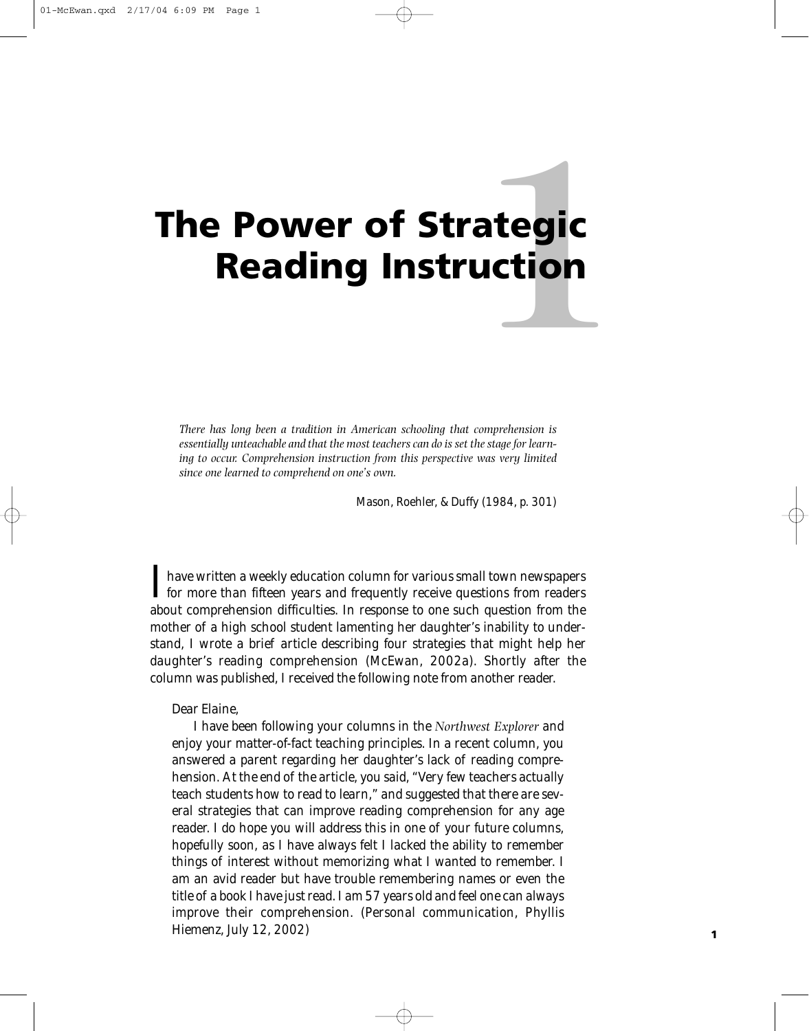# 1 The Power of Strategic Reading Instruction

*There has long been a tradition in American schooling that comprehension is essentially unteachable and that the most teachers can do is set the stage for learning to occur. Comprehension instruction from this perspective was very limited since one learned to comprehend on one's own.*

Mason, Roehler, & Duffy (1984, p. 301)

I have written a weekly education column for various small town newspapers for more than fifteen years and frequently receive questions from readers about comprehension difficulties. In response to one such question from the mother of a high school student lamenting her daughter's inability to understand, I wrote a brief article describing four strategies that might help her daughter's reading comprehension (McEwan, 2002a). Shortly after the column was published, I received the following note from another reader.

> Dear Elaine,
>
> I have been following your columns in the *Northwest Explorer* and enjoy your matter-of-fact teaching principles. In a recent column, you answered a parent regarding her daughter's lack of reading comprehension. At the end of the article, you said, "Very few teachers actually teach students how to read to learn," and suggested that there are several strategies that can improve reading comprehension for any age reader. I do hope you will address this in one of your future columns, hopefully soon, as I have always felt I lacked the ability to remember things of interest without memorizing what I wanted to remember. I am an avid reader but have trouble remembering names or even the title of a book I have just read. I am 57 years old and feel one can always improve their comprehension. (Personal communication, Phyllis Hiemenz, July 12, 2002)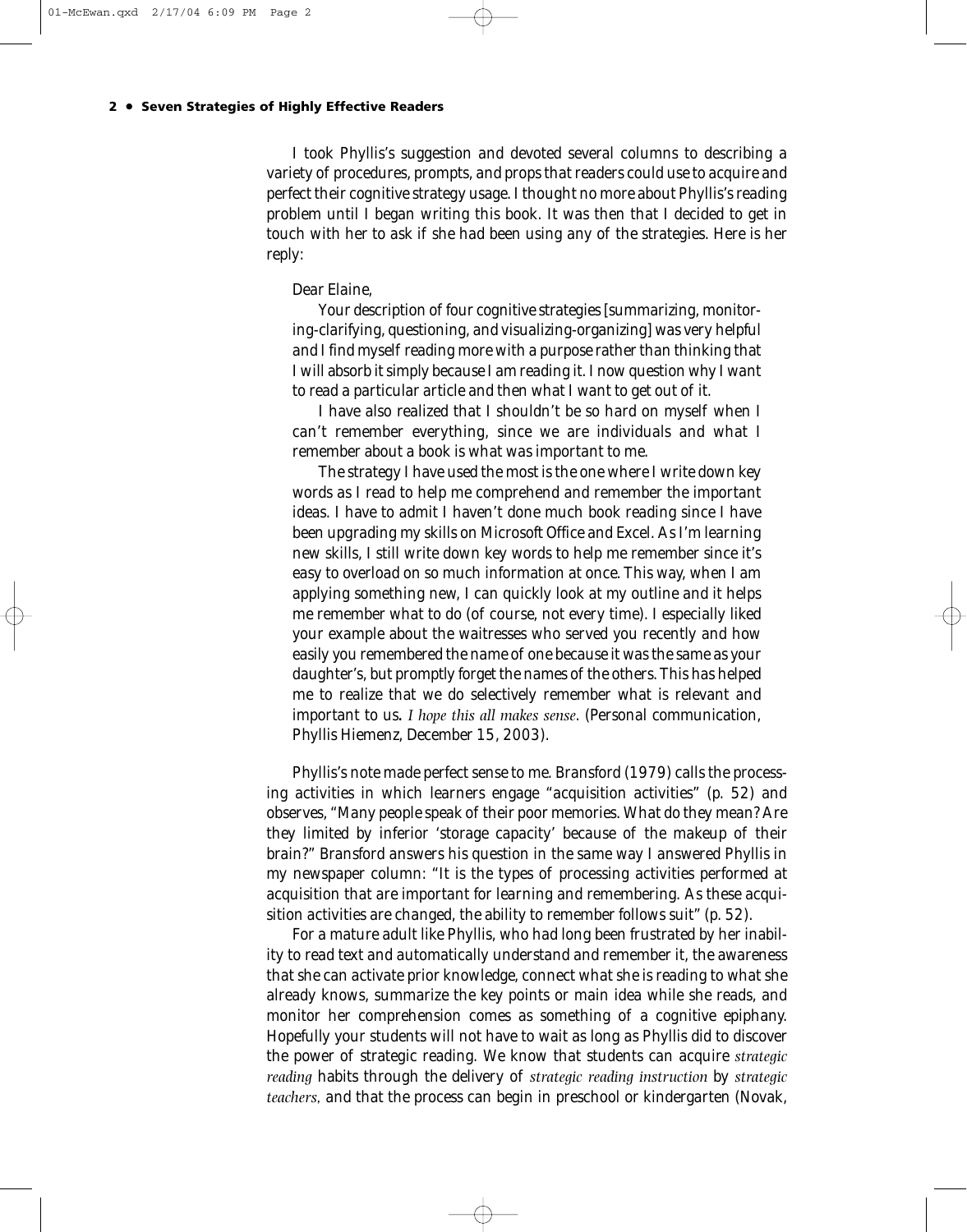I took Phyllis's suggestion and devoted several columns to describing a variety of procedures, prompts, and props that readers could use to acquire and perfect their cognitive strategy usage. I thought no more about Phyllis's reading problem until I began writing this book. It was then that I decided to get in touch with her to ask if she had been using any of the strategies. Here is her reply:

> Dear Elaine,
>
> Your description of four cognitive strategies [summarizing, monitoring-clarifying, questioning, and visualizing-organizing] was very helpful and I find myself reading more with a purpose rather than thinking that I will absorb it simply because I am reading it. I now question why I want to read a particular article and then what I want to get out of it.
>
> I have also realized that I shouldn't be so hard on myself when I can't remember everything, since we are individuals and what I remember about a book is what was important to me.
>
> The strategy I have used the most is the one where I write down key words as I read to help me comprehend and remember the important ideas. I have to admit I haven't done much book reading since I have been upgrading my skills on Microsoft Office and Excel. As I'm learning new skills, I still write down key words to help me remember since it's easy to overload on so much information at once. This way, when I am applying something new, I can quickly look at my outline and it helps me remember what to do (of course, not every time). I especially liked your example about the waitresses who served you recently and how easily you remembered the name of one because it was the same as your daughter's, but promptly forget the names of the others. This has helped me to realize that we do selectively remember what is relevant and important to us. *I hope this all makes sense*. (Personal communication, Phyllis Hiemenz, December 15, 2003).

Phyllis's note made perfect sense to me. Bransford (1979) calls the processing activities in which learners engage "acquisition activities" (p. 52) and observes, "Many people speak of their poor memories. What do they mean? Are they limited by inferior 'storage capacity' because of the makeup of their brain?" Bransford answers his question in the same way I answered Phyllis in my newspaper column: "It is the types of processing activities performed at acquisition that are important for learning and remembering. As these acquisition activities are changed, the ability to remember follows suit" (p. 52).

For a mature adult like Phyllis, who had long been frustrated by her inability to read text and automatically understand and remember it, the awareness that she can activate prior knowledge, connect what she is reading to what she already knows, summarize the key points or main idea while she reads, and monitor her comprehension comes as something of a cognitive epiphany. Hopefully your students will not have to wait as long as Phyllis did to discover the power of strategic reading. We know that students can acquire *strategic reading* habits through the delivery of *strategic reading instruction* by *strategic teachers,* and that the process can begin in preschool or kindergarten (Novak,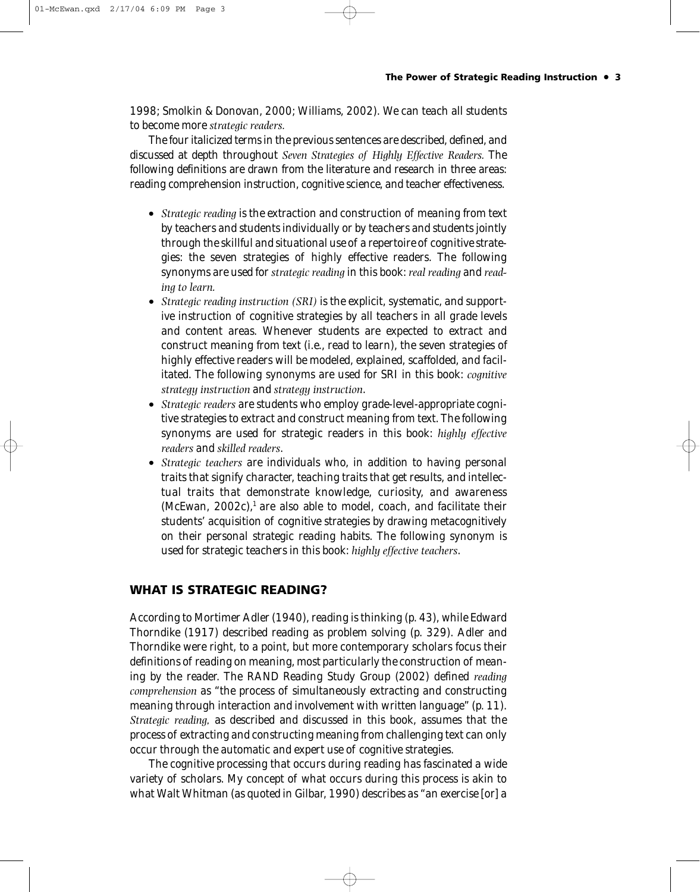1998; Smolkin & Donovan, 2000; Williams, 2002). We can teach all students to become more *strategic readers.*

The four italicized terms in the previous sentences are described, defined, and discussed at depth throughout *Seven Strategies of Highly Effective Readers.* The following definitions are drawn from the literature and research in three areas: reading comprehension instruction, cognitive science, and teacher effectiveness.

- *Strategic reading* is the extraction and construction of meaning from text by teachers and students individually or by teachers and students jointly through the skillful and situational use of a repertoire of cognitive strategies: the seven strategies of highly effective readers. The following synonyms are used for *strategic reading* in this book: *real reading* and *reading to learn.*
- *Strategic reading instruction (SRI)* is the explicit, systematic, and supportive instruction of cognitive strategies by all teachers in all grade levels and content areas. Whenever students are expected to extract and construct meaning from text (i.e., read to learn), the seven strategies of highly effective readers will be modeled, explained, scaffolded, and facilitated. The following synonyms are used for SRI in this book: *cognitive strategy instruction* and *strategy instruction*.
- *Strategic readers* are students who employ grade-level-appropriate cognitive strategies to extract and construct meaning from text. The following synonyms are used for strategic readers in this book: *highly effective readers* and *skilled readers*.
- *Strategic teachers* are individuals who, in addition to having personal traits that signify character, teaching traits that get results, and intellectual traits that demonstrate knowledge, curiosity, and awareness (McEwan, 2002c),[1] are also able to model, coach, and facilitate their students' acquisition of cognitive strategies by drawing metacognitively on their personal strategic reading habits. The following synonym is used for strategic teachers in this book: *highly effective teachers*.

## WHAT IS STRATEGIC READING?

According to Mortimer Adler (1940), reading is thinking (p. 43), while Edward Thorndike (1917) described reading as problem solving (p. 329). Adler and Thorndike were right, to a point, but more contemporary scholars focus their definitions of reading on meaning, most particularly the construction of meaning by the reader. The RAND Reading Study Group (2002) defined *reading comprehension* as "the process of simultaneously extracting and constructing meaning through interaction and involvement with written language" (p. 11). *Strategic reading,* as described and discussed in this book, assumes that the process of extracting and constructing meaning from challenging text can only occur through the automatic and expert use of cognitive strategies.

The cognitive processing that occurs during reading has fascinated a wide variety of scholars. My concept of what occurs during this process is akin to what Walt Whitman (as quoted in Gilbar, 1990) describes as "an exercise [or] a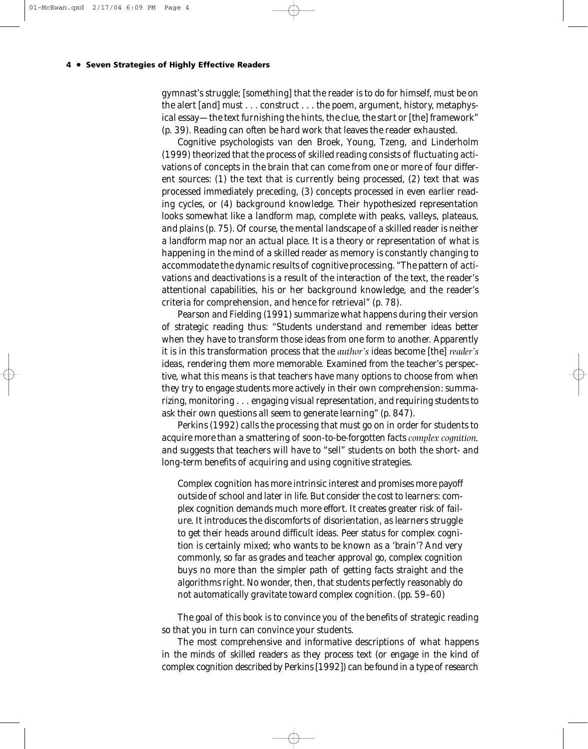gymnast's struggle; [something] that the reader is to do for himself, must be on the alert [and] must . . . construct . . . the poem, argument, history, metaphysical essay—the text furnishing the hints, the clue, the start or [the] framework" (p. 39). Reading can often be hard work that leaves the reader exhausted.

Cognitive psychologists van den Broek, Young, Tzeng, and Linderholm (1999) theorized that the process of skilled reading consists of fluctuating activations of concepts in the brain that can come from one or more of four different sources: (1) the text that is currently being processed, (2) text that was processed immediately preceding, (3) concepts processed in even earlier reading cycles, or (4) background knowledge. Their hypothesized representation looks somewhat like a landform map, complete with peaks, valleys, plateaus, and plains (p. 75). Of course, the mental landscape of a skilled reader is neither a landform map nor an actual place. It is a theory or representation of what is happening in the mind of a skilled reader as memory is constantly changing to accommodate the dynamic results of cognitive processing. "The pattern of activations and deactivations is a result of the interaction of the text, the reader's attentional capabilities, his or her background knowledge, and the reader's criteria for comprehension, and hence for retrieval" (p. 78).

Pearson and Fielding (1991) summarize what happens during their version of strategic reading thus: "Students understand and remember ideas better when they have to transform those ideas from one form to another. Apparently it is in this transformation process that the *author's* ideas become [the] *reader's* ideas, rendering them more memorable. Examined from the teacher's perspective, what this means is that teachers have many options to choose from when they try to engage students more actively in their own comprehension: summarizing, monitoring . . . engaging visual representation, and requiring students to ask their own questions all seem to generate learning" (p. 847).

Perkins (1992) calls the processing that must go on in order for students to acquire more than a smattering of soon-to-be-forgotten facts *complex cognition*, and suggests that teachers will have to "sell" students on both the short- and long-term benefits of acquiring and using cognitive strategies.

> Complex cognition has more intrinsic interest and promises more payoff outside of school and later in life. But consider the cost to learners: complex cognition demands much more effort. It creates greater risk of failure. It introduces the discomforts of disorientation, as learners struggle to get their heads around difficult ideas. Peer status for complex cognition is certainly mixed; who wants to be known as a 'brain'? And very commonly, so far as grades and teacher approval go, complex cognition buys no more than the simpler path of getting facts straight and the algorithms right. No wonder, then, that students perfectly reasonably do not automatically gravitate toward complex cognition. (pp. 59–60)

The goal of this book is to convince you of the benefits of strategic reading so that you in turn can convince your students.

The most comprehensive and informative descriptions of what happens in the minds of skilled readers as they process text (or engage in the kind of complex cognition described by Perkins [1992]) can be found in a type of research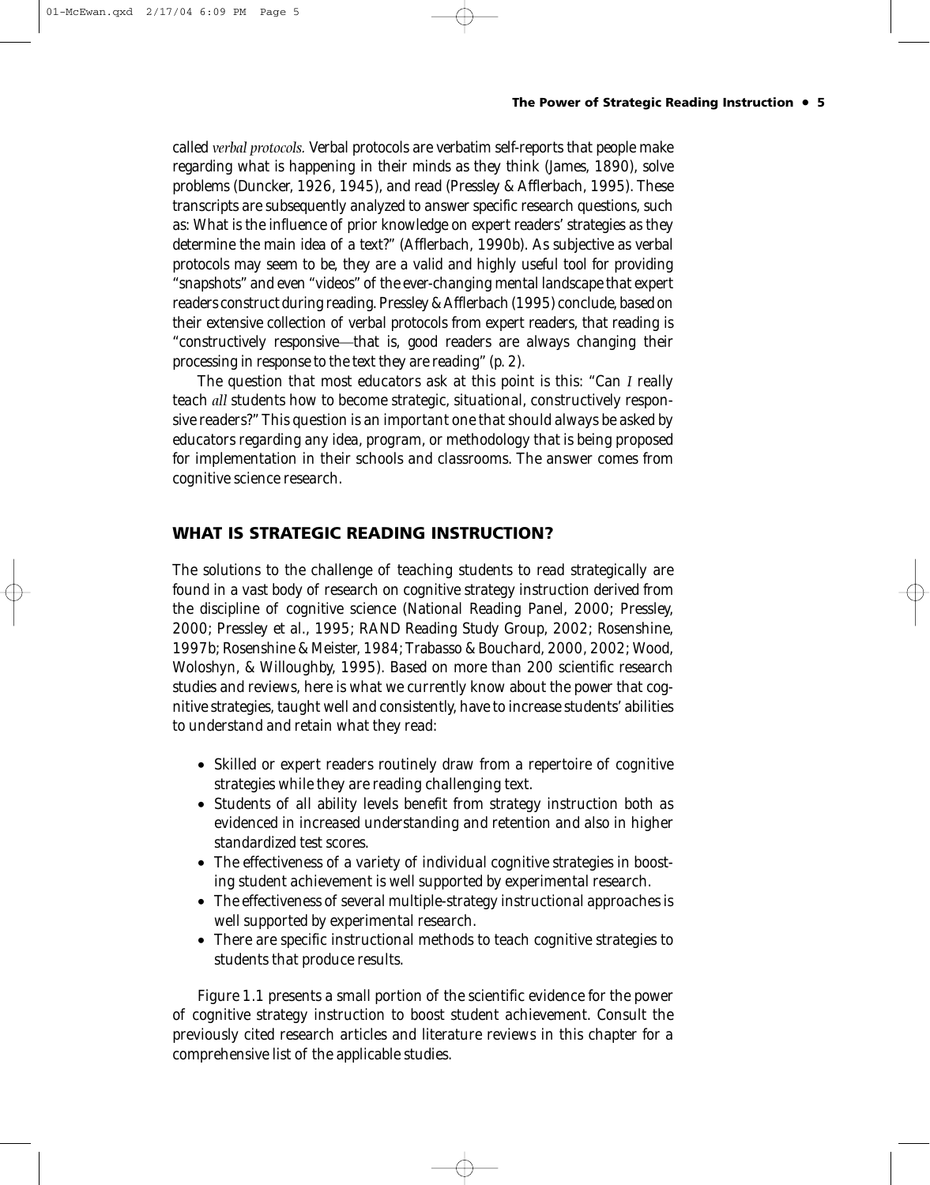called *verbal protocols.* Verbal protocols are verbatim self-reports that people make regarding what is happening in their minds as they think (James, 1890), solve problems (Duncker, 1926, 1945), and read (Pressley & Afflerbach, 1995). These transcripts are subsequently analyzed to answer specific research questions, such as: What is the influence of prior knowledge on expert readers' strategies as they determine the main idea of a text?" (Afflerbach, 1990b). As subjective as verbal protocols may seem to be, they are a valid and highly useful tool for providing "snapshots" and even "videos" of the ever-changing mental landscape that expert readers construct during reading. Pressley & Afflerbach (1995) conclude, based on their extensive collection of verbal protocols from expert readers, that reading is "constructively responsive—that is, good readers are always changing their processing in response to the text they are reading" (p. 2).

The question that most educators ask at this point is this: "Can *I* really teach *all* students how to become strategic, situational, constructively responsive readers?" This question is an important one that should always be asked by educators regarding any idea, program, or methodology that is being proposed for implementation in their schools and classrooms. The answer comes from cognitive science research.

## WHAT IS STRATEGIC READING INSTRUCTION?

The solutions to the challenge of teaching students to read strategically are found in a vast body of research on cognitive strategy instruction derived from the discipline of cognitive science (National Reading Panel, 2000; Pressley, 2000; Pressley et al., 1995; RAND Reading Study Group, 2002; Rosenshine, 1997b; Rosenshine & Meister, 1984; Trabasso & Bouchard, 2000, 2002; Wood, Woloshyn, & Willoughby, 1995). Based on more than 200 scientific research studies and reviews, here is what we currently know about the power that cognitive strategies, taught well and consistently, have to increase students' abilities to understand and retain what they read:

- Skilled or expert readers routinely draw from a repertoire of cognitive strategies while they are reading challenging text.
- Students of all ability levels benefit from strategy instruction both as evidenced in increased understanding and retention and also in higher standardized test scores.
- The effectiveness of a variety of individual cognitive strategies in boosting student achievement is well supported by experimental research.
- The effectiveness of several multiple-strategy instructional approaches is well supported by experimental research.
- There are specific instructional methods to teach cognitive strategies to students that produce results.

Figure 1.1 presents a small portion of the scientific evidence for the power of cognitive strategy instruction to boost student achievement. Consult the previously cited research articles and literature reviews in this chapter for a comprehensive list of the applicable studies.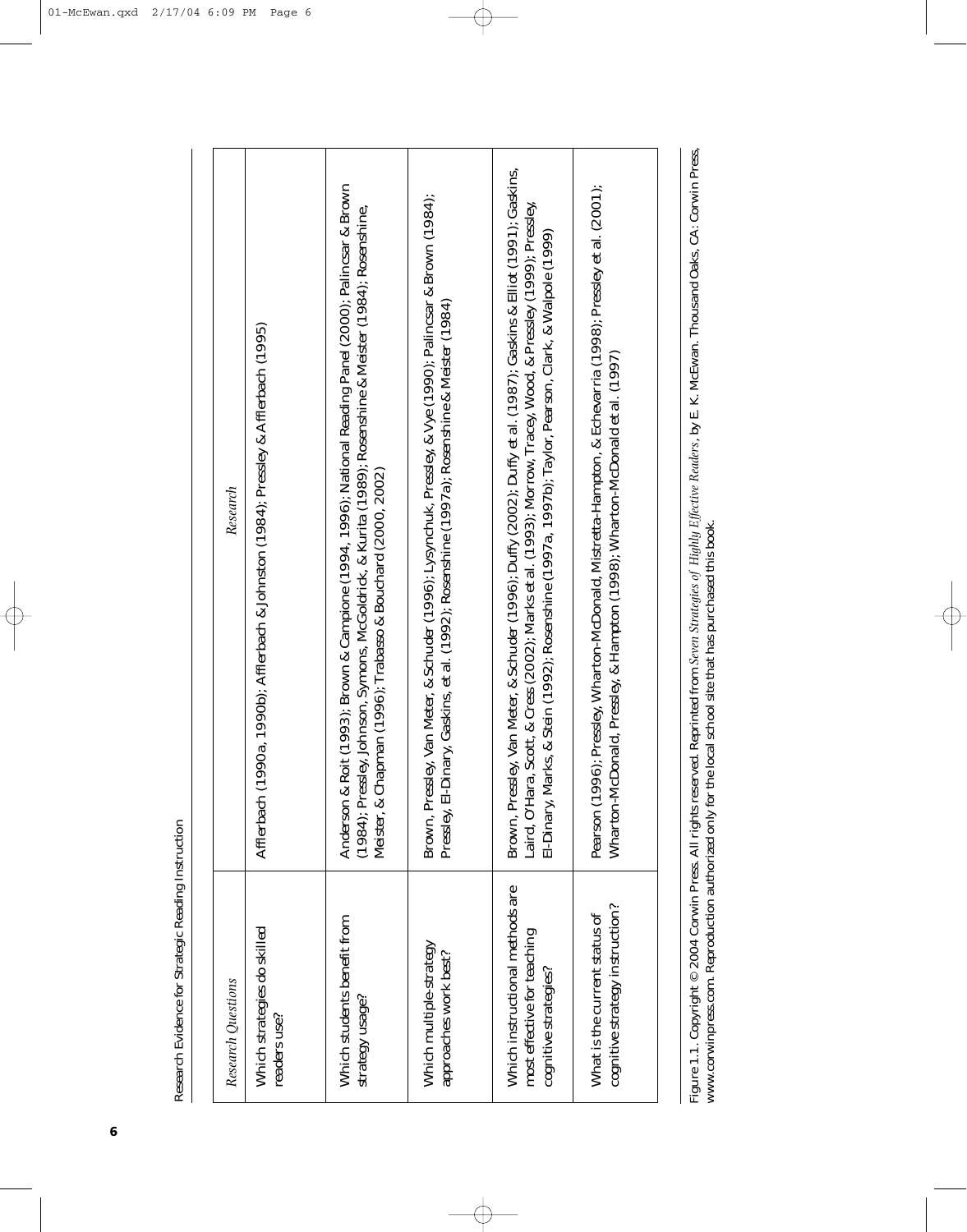Research Evidence for Strategic Reading Instruction

| *Research Questions* | *Research* |
| --- | --- |
| Which strategies do skilled readers use? | Afflerbach (1990a, 1990b); Afflerbach & Johnston (1984); Pressley & Afflerbach (1995) |
| Which students benefit from strategy usage? | Anderson & Roit (1993); Brown & Campione (1994, 1996); National Reading Panel (2000); Palincsar & Brown (1984); Pressley, Johnson, Symons, McGoldrick, & Kurita (1989); Rosenshine & Meister (1984); Rosenshine, Meister, & Chapman (1996); Trabasso & Bouchard (2000, 2002) |
| Which multiple-strategy approaches work best? | Brown, Pressley, Van Meter, & Schuder (1996); Lysynchuk, Pressley, & Vye (1990); Palincsar & Brown (1984); Pressley, El-Dinary, Gaskins, et al. (1992); Rosenshine (1997a); Rosenshine & Meister (1984) |
| Which instructional methods are most effective for teaching cognitive strategies? | Brown, Pressley, Van Meter, & Schuder (1996); Duffy (2002); Duffy et al. (1987); Gaskins & Elliot (1991); Gaskins, Laird, O'Hara, Scott, & Cress (2002); Marks et al. (1993); Morrow, Tracey, Wood, & Pressley (1999); Pressley, El-Dinary, Marks, & Stein (1992); Rosenshine (1997a, 1997b); Taylor, Pearson, Clark, & Walpole (1999) |
| What is the current status of cognitive strategy instruction? | Pearson (1996); Pressley, Wharton-McDonald, Mistretta-Hampton, & Echevarria (1998); Pressley et al. (2001); Wharton-McDonald, Pressley, & Hampton (1998); Wharton-McDonald et al. (1997) |

Figure 1.1. Copyright © 2004 Corwin Press. All rights reserved. Reprinted from *Seven Strategies of Highly Effective Readers*, by E. K. McEwan. Thousand Oaks, CA: Corwin Press, www.corwinpress.com. Reproduction authorized only for the local school site that has purchased this book.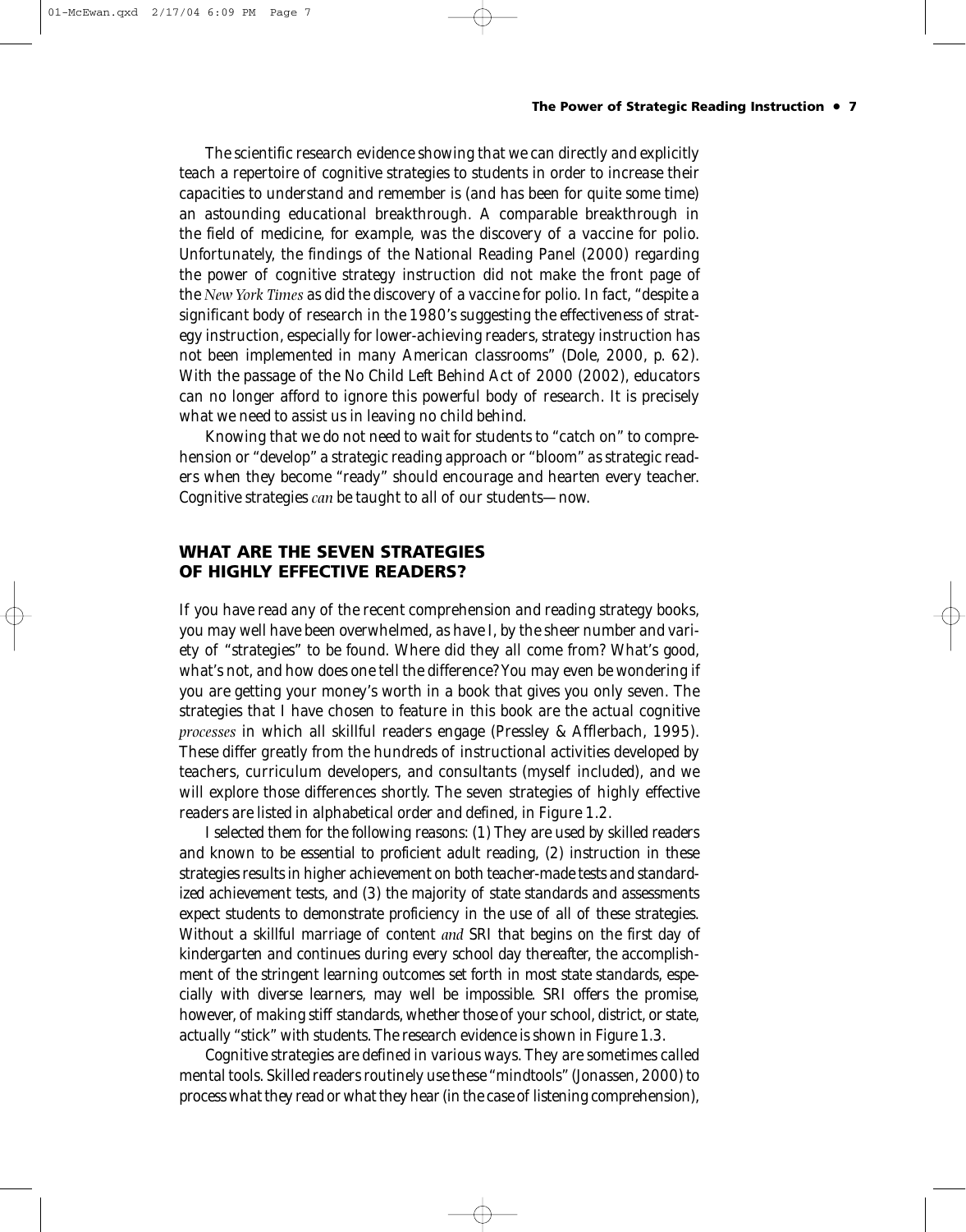The scientific research evidence showing that we can directly and explicitly teach a repertoire of cognitive strategies to students in order to increase their capacities to understand and remember is (and has been for quite some time) an astounding educational breakthrough. A comparable breakthrough in the field of medicine, for example, was the discovery of a vaccine for polio. Unfortunately, the findings of the National Reading Panel (2000) regarding the power of cognitive strategy instruction did not make the front page of the *New York Times* as did the discovery of a vaccine for polio. In fact, "despite a significant body of research in the 1980's suggesting the effectiveness of strategy instruction, especially for lower-achieving readers, strategy instruction has not been implemented in many American classrooms" (Dole, 2000, p. 62). With the passage of the No Child Left Behind Act of 2000 (2002), educators can no longer afford to ignore this powerful body of research. It is precisely what we need to assist us in leaving no child behind.

Knowing that we do not need to wait for students to "catch on" to comprehension or "develop" a strategic reading approach or "bloom" as strategic readers when they become "ready" should encourage and hearten every teacher. Cognitive strategies *can* be taught to all of our students—now.

## WHAT ARE THE SEVEN STRATEGIES OF HIGHLY EFFECTIVE READERS?

If you have read any of the recent comprehension and reading strategy books, you may well have been overwhelmed, as have I, by the sheer number and variety of "strategies" to be found. Where did they all come from? What's good, what's not, and how does one tell the difference? You may even be wondering if you are getting your money's worth in a book that gives you only seven. The strategies that I have chosen to feature in this book are the actual cognitive *processes* in which all skillful readers engage (Pressley & Afflerbach, 1995). These differ greatly from the hundreds of instructional activities developed by teachers, curriculum developers, and consultants (myself included), and we will explore those differences shortly. The seven strategies of highly effective readers are listed in alphabetical order and defined, in Figure 1.2.

I selected them for the following reasons: (1) They are used by skilled readers and known to be essential to proficient adult reading, (2) instruction in these strategies results in higher achievement on both teacher-made tests and standardized achievement tests, and (3) the majority of state standards and assessments expect students to demonstrate proficiency in the use of all of these strategies. Without a skillful marriage of content *and* SRI that begins on the first day of kindergarten and continues during every school day thereafter, the accomplishment of the stringent learning outcomes set forth in most state standards, especially with diverse learners, may well be impossible. SRI offers the promise, however, of making stiff standards, whether those of your school, district, or state, actually "stick" with students. The research evidence is shown in Figure 1.3.

Cognitive strategies are defined in various ways. They are sometimes called mental tools. Skilled readers routinely use these "mindtools" (Jonassen, 2000) to process what they read or what they hear (in the case of listening comprehension),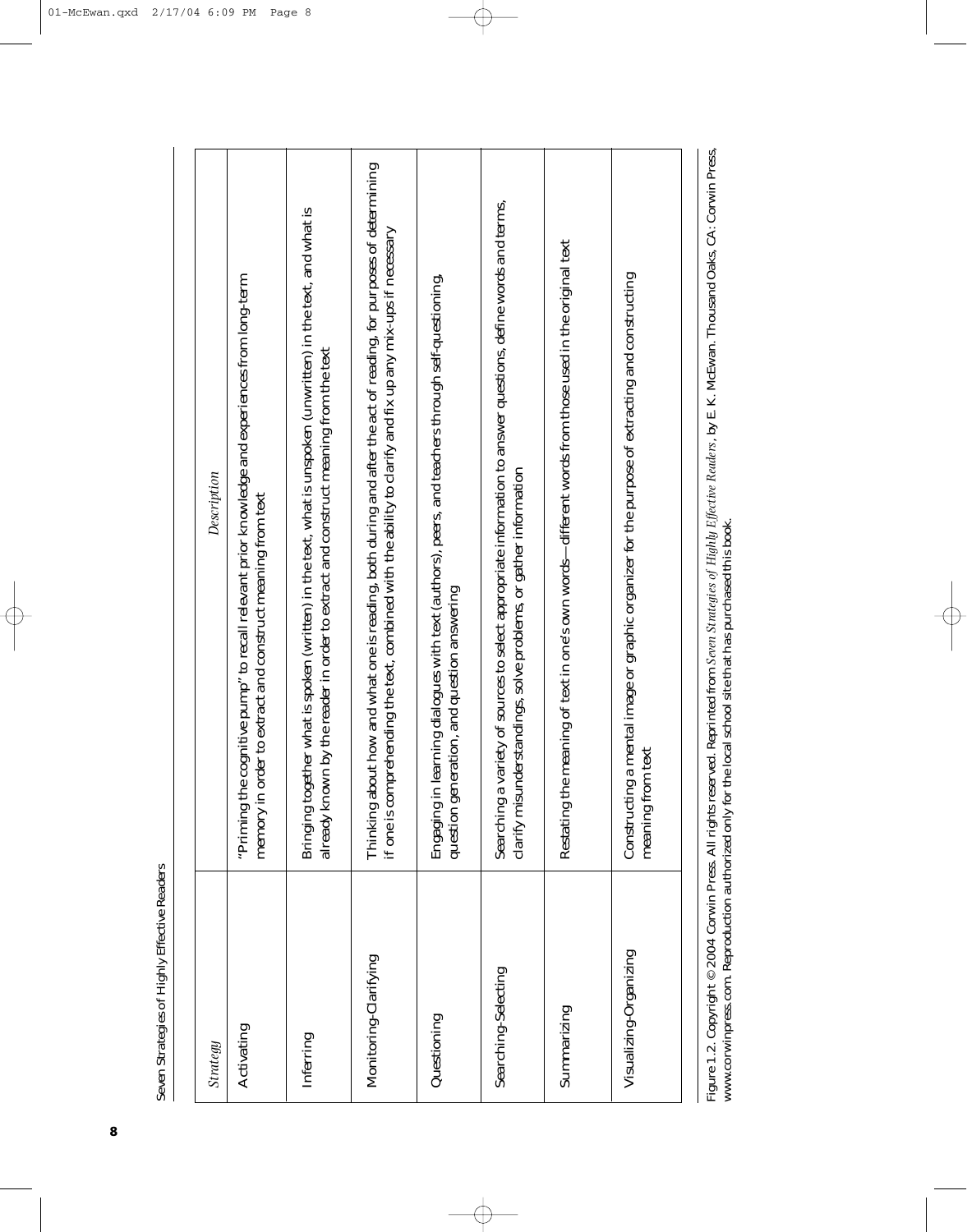| *Strategy* | *Description* |
|---|---|
| Activating | "Priming the cognitive pump" to recall relevant prior knowledge and experiences from long-term memory in order to extract and construct meaning from text |
| Inferring | Bringing together what is spoken (written) in the text, what is unspoken (unwritten) in the text, and what is already known by the reader in order to extract and construct meaning from the text |
| Monitoring-Clarifying | Thinking about how and what one is reading, both during and after the act of reading, for purposes of determining if one is comprehending the text, combined with the ability to clarify and fix up any mix-ups if necessary |
| Questioning | Engaging in learning dialogues with text (authors), peers, and teachers through self-questioning, question generation, and question answering |
| Searching-Selecting | Searching a variety of sources to select appropriate information to answer questions, define words and terms, clarify misunderstandings, solve problems, or gather information |
| Summarizing | Restating the meaning of text in one's own words—different words from those used in the original text |
| Visualizing-Organizing | Constructing a mental image or graphic organizer for the purpose of extracting and constructing meaning from text |

Figure 1.2. Copyright © 2004 Corwin Press. All rights reserved. Reprinted from *Seven Strategies of Highly Effective Readers*, by E. K. McEwan. Thousand Oaks, CA: Corwin Press, www.corwinpress.com. Reproduction authorized only for the local school site that has purchased this book.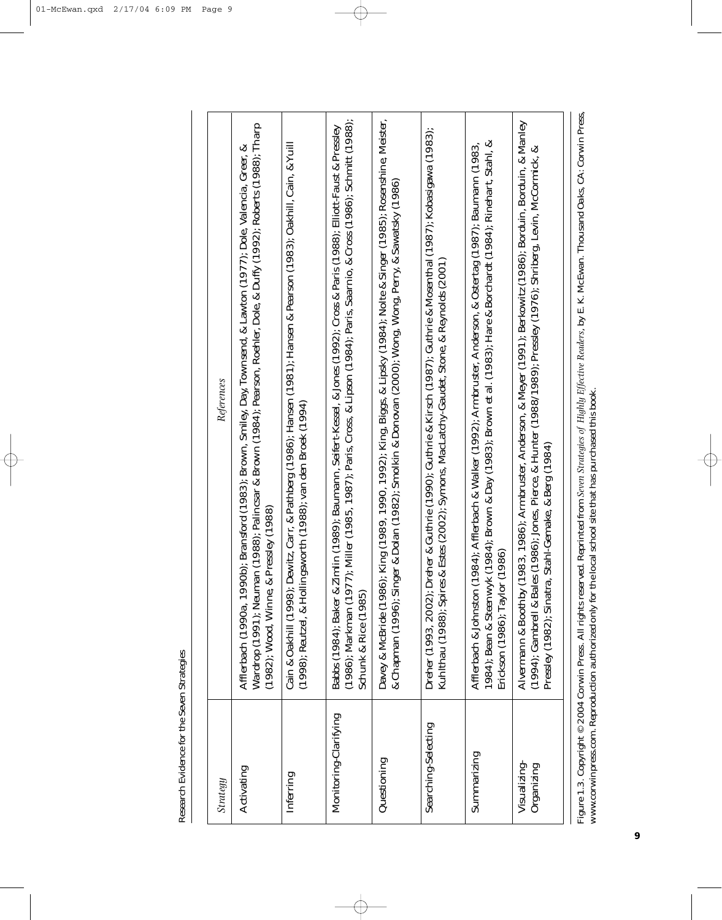Research Evidence for the Seven Strategies

| *Strategy* | *References* |
| --- | --- |
| Activating | Afflerbach (1990a, 1990b); Bransford (1983); Brown, Smiley, Day, Townsend, & Lawton (1977); Dole, Valencia, Greer, & Wardrop (1991); Neuman (1988); Palincsar & Brown (1984); Pearson, Roehler, Dole, & Duffy (1992); Roberts (1988); Tharp (1982); Wood, Winne, & Pressley (1988) |
| Inferring | Cain & Oakhill (1998); Dewitz, Carr, & Pathberg (1986); Hansen (1981); Hansen & Pearson (1983); Oakhill, Cain, & Yuill (1998); Reutzel, & Hollingsworth (1988); van den Broek (1994) |
| Monitoring-Clarifying | Babbs (1984); Baker & Zimlin (1989); Baumann, Seifert-Kessel, & Jones (1992); Cross & Paris (1988); Elliott-Faust & Pressley (1986); Markman (1977); Miller (1985, 1987); Paris, Cross, & Lipson (1984); Paris, Saarnio, & Cross (1986); Schmitt (1988); Schunk & Rice (1985) |
| Questioning | Davey & McBride (1986); King (1989, 1990, 1992); King, Biggs, & Lipsky (1984); Nolte & Singer (1985); Rosenshine, Meister, & Chapman (1996); Singer & Dolan (1982); Smolkin & Donovan (2000); Wong, Wong, Perry, & Sawatsky (1986) |
| Searching-Selecting | Dreher (1993, 2002); Dreher & Guthrie (1990); Guthrie & Kirsch (1987); Guthrie & Mosenthal (1987); Kobasigawa (1983); Kuhlthau (1988); Spires & Estes (2002); Symons, MacLatchy-Gaudet, Stone, & Reynolds (2001) |
| Summarizing | Afflerbach & Johnston (1984); Afflerbach & Walker (1992); Armbruster, Anderson, & Ostertag (1987); Baumann (1983, 1984); Bean & Steenwyk (1984); Brown & Day (1983); Brown et al. (1983); Hare & Borchardt (1984); Rinehart, Stahl, & Erickson (1986); Taylor (1986) |
| Visualizing-Organizing | Alvermann & Boothby (1983, 1986); Armbruster, Anderson, & Meyer (1991); Berkowitz (1986); Borduin, Borduin, & Manley (1994); Gambrell & Bales (1986); Jones, Pierce, & Hunter (1988/1989); Pressley (1976); Shriberg, Levin, McCormick, & Pressley (1982); Sinatra, Stahl-Gemake, & Berg (1984) |

Figure 1.3. Copyright © 2004 Corwin Press. All rights reserved. Reprinted from *Seven Strategies of Highly Effective Readers*, by E. K. McEwan. Thousand Oaks, CA: Corwin Press, www.corwinpress.com. Reproduction authorized only for the local school site that has purchased this book.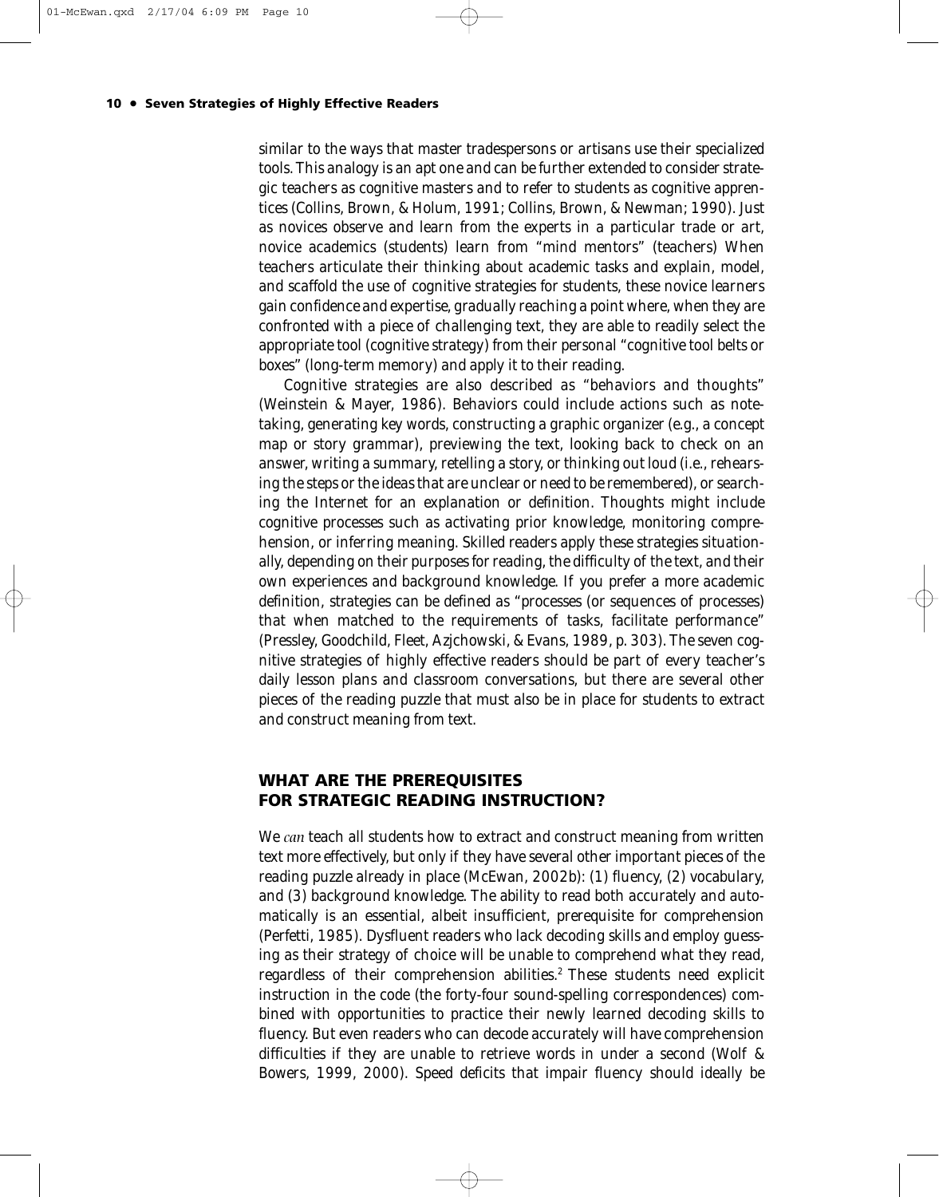similar to the ways that master tradespersons or artisans use their specialized tools. This analogy is an apt one and can be further extended to consider strategic teachers as cognitive masters and to refer to students as cognitive apprentices (Collins, Brown, & Holum, 1991; Collins, Brown, & Newman; 1990). Just as novices observe and learn from the experts in a particular trade or art, novice academics (students) learn from "mind mentors" (teachers) When teachers articulate their thinking about academic tasks and explain, model, and scaffold the use of cognitive strategies for students, these novice learners gain confidence and expertise, gradually reaching a point where, when they are confronted with a piece of challenging text, they are able to readily select the appropriate tool (cognitive strategy) from their personal "cognitive tool belts or boxes" (long-term memory) and apply it to their reading.

Cognitive strategies are also described as "behaviors and thoughts" (Weinstein & Mayer, 1986). Behaviors could include actions such as note-taking, generating key words, constructing a graphic organizer (e.g., a concept map or story grammar), previewing the text, looking back to check on an answer, writing a summary, retelling a story, or thinking out loud (i.e., rehearsing the steps or the ideas that are unclear or need to be remembered), or searching the Internet for an explanation or definition. Thoughts might include cognitive processes such as activating prior knowledge, monitoring comprehension, or inferring meaning. Skilled readers apply these strategies situationally, depending on their purposes for reading, the difficulty of the text, and their own experiences and background knowledge. If you prefer a more academic definition, strategies can be defined as "processes (or sequences of processes) that when matched to the requirements of tasks, facilitate performance" (Pressley, Goodchild, Fleet, Azjchowski, & Evans, 1989, p. 303). The seven cognitive strategies of highly effective readers should be part of every teacher's daily lesson plans and classroom conversations, but there are several other pieces of the reading puzzle that must also be in place for students to extract and construct meaning from text.

## WHAT ARE THE PREREQUISITES FOR STRATEGIC READING INSTRUCTION?

We *can* teach all students how to extract and construct meaning from written text more effectively, but only if they have several other important pieces of the reading puzzle already in place (McEwan, 2002b): (1) fluency, (2) vocabulary, and (3) background knowledge. The ability to read both accurately and automatically is an essential, albeit insufficient, prerequisite for comprehension (Perfetti, 1985). Dysfluent readers who lack decoding skills and employ guessing as their strategy of choice will be unable to comprehend what they read, regardless of their comprehension abilities.[2] These students need explicit instruction in the code (the forty-four sound-spelling correspondences) combined with opportunities to practice their newly learned decoding skills to fluency. But even readers who can decode accurately will have comprehension difficulties if they are unable to retrieve words in under a second (Wolf & Bowers, 1999, 2000). Speed deficits that impair fluency should ideally be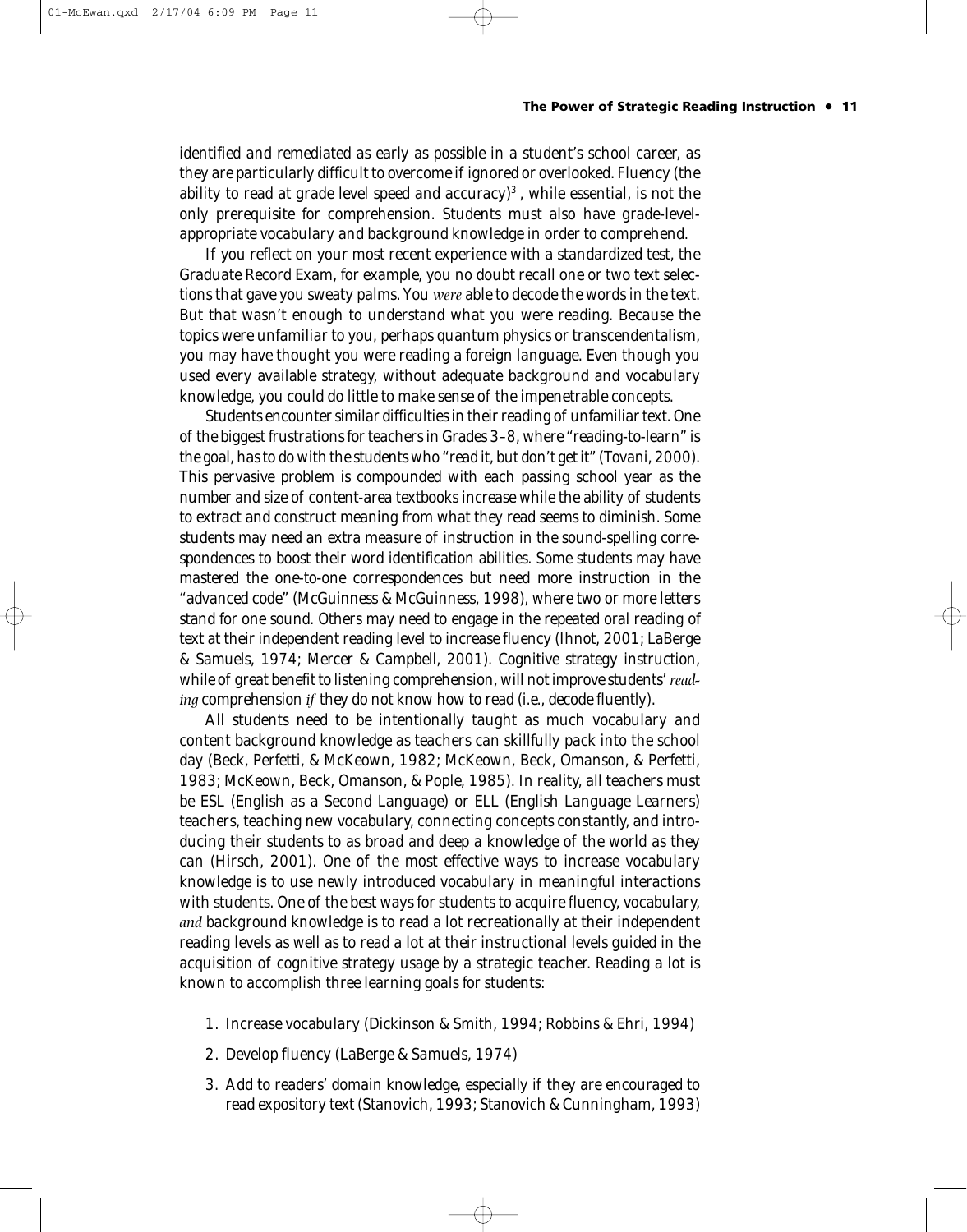identified and remediated as early as possible in a student's school career, as they are particularly difficult to overcome if ignored or overlooked. Fluency (the ability to read at grade level speed and accuracy)[3], while essential, is not the only prerequisite for comprehension. Students must also have grade-level-appropriate vocabulary and background knowledge in order to comprehend.

If you reflect on your most recent experience with a standardized test, the Graduate Record Exam, for example, you no doubt recall one or two text selections that gave you sweaty palms. You *were* able to decode the words in the text. But that wasn't enough to understand what you were reading. Because the topics were unfamiliar to you, perhaps quantum physics or transcendentalism, you may have thought you were reading a foreign language. Even though you used every available strategy, without adequate background and vocabulary knowledge, you could do little to make sense of the impenetrable concepts.

Students encounter similar difficulties in their reading of unfamiliar text. One of the biggest frustrations for teachers in Grades 3–8, where "reading-to-learn" is the goal, has to do with the students who "read it, but don't get it" (Tovani, 2000). This pervasive problem is compounded with each passing school year as the number and size of content-area textbooks increase while the ability of students to extract and construct meaning from what they read seems to diminish. Some students may need an extra measure of instruction in the sound-spelling correspondences to boost their word identification abilities. Some students may have mastered the one-to-one correspondences but need more instruction in the "advanced code" (McGuinness & McGuinness, 1998), where two or more letters stand for one sound. Others may need to engage in the repeated oral reading of text at their independent reading level to increase fluency (Ihnot, 2001; LaBerge & Samuels, 1974; Mercer & Campbell, 2001). Cognitive strategy instruction, while of great benefit to listening comprehension, will not improve students' *reading* comprehension *if* they do not know how to read (i.e., decode fluently).

All students need to be intentionally taught as much vocabulary and content background knowledge as teachers can skillfully pack into the school day (Beck, Perfetti, & McKeown, 1982; McKeown, Beck, Omanson, & Perfetti, 1983; McKeown, Beck, Omanson, & Pople, 1985). In reality, all teachers must be ESL (English as a Second Language) or ELL (English Language Learners) teachers, teaching new vocabulary, connecting concepts constantly, and introducing their students to as broad and deep a knowledge of the world as they can (Hirsch, 2001). One of the most effective ways to increase vocabulary knowledge is to use newly introduced vocabulary in meaningful interactions with students. One of the best ways for students to acquire fluency, vocabulary, *and* background knowledge is to read a lot recreationally at their independent reading levels as well as to read a lot at their instructional levels guided in the acquisition of cognitive strategy usage by a strategic teacher. Reading a lot is known to accomplish three learning goals for students:

1. Increase vocabulary (Dickinson & Smith, 1994; Robbins & Ehri, 1994)
2. Develop fluency (LaBerge & Samuels, 1974)
3. Add to readers' domain knowledge, especially if they are encouraged to read expository text (Stanovich, 1993; Stanovich & Cunningham, 1993)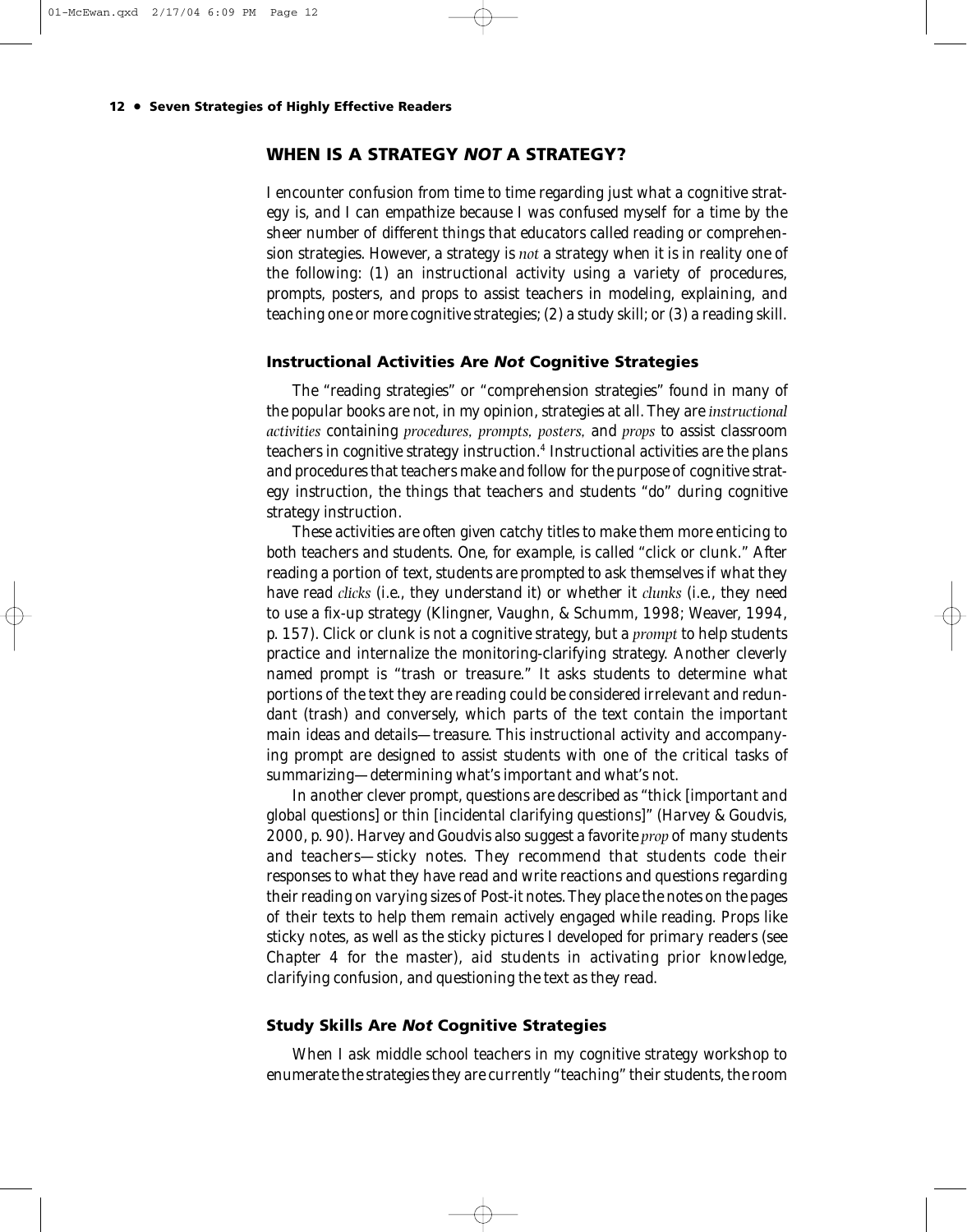## WHEN IS A STRATEGY *NOT* A STRATEGY?

I encounter confusion from time to time regarding just what a cognitive strategy is, and I can empathize because I was confused myself for a time by the sheer number of different things that educators called reading or comprehension strategies. However, a strategy is *not* a strategy when it is in reality one of the following: (1) an instructional activity using a variety of procedures, prompts, posters, and props to assist teachers in modeling, explaining, and teaching one or more cognitive strategies; (2) a study skill; or (3) a reading skill.

### Instructional Activities Are *Not* Cognitive Strategies

The "reading strategies" or "comprehension strategies" found in many of the popular books are not, in my opinion, strategies at all. They are *instructional activities* containing *procedures, prompts, posters,* and *props* to assist classroom teachers in cognitive strategy instruction.[4] Instructional activities are the plans and procedures that teachers make and follow for the purpose of cognitive strategy instruction, the things that teachers and students "do" during cognitive strategy instruction.

These activities are often given catchy titles to make them more enticing to both teachers and students. One, for example, is called "click or clunk." After reading a portion of text, students are prompted to ask themselves if what they have read *clicks* (i.e., they understand it) or whether it *clunks* (i.e., they need to use a fix-up strategy (Klingner, Vaughn, & Schumm, 1998; Weaver, 1994, p. 157). Click or clunk is not a cognitive strategy, but a *prompt* to help students practice and internalize the monitoring-clarifying strategy. Another cleverly named prompt is "trash or treasure." It asks students to determine what portions of the text they are reading could be considered irrelevant and redundant (trash) and conversely, which parts of the text contain the important main ideas and details—treasure. This instructional activity and accompanying prompt are designed to assist students with one of the critical tasks of summarizing—determining what's important and what's not.

In another clever prompt, questions are described as "thick [important and global questions] or thin [incidental clarifying questions]" (Harvey & Goudvis, 2000, p. 90). Harvey and Goudvis also suggest a favorite *prop* of many students and teachers—sticky notes. They recommend that students code their responses to what they have read and write reactions and questions regarding their reading on varying sizes of Post-it notes. They place the notes on the pages of their texts to help them remain actively engaged while reading. Props like sticky notes, as well as the sticky pictures I developed for primary readers (see Chapter 4 for the master), aid students in activating prior knowledge, clarifying confusion, and questioning the text as they read.

### Study Skills Are *Not* Cognitive Strategies

When I ask middle school teachers in my cognitive strategy workshop to enumerate the strategies they are currently "teaching" their students, the room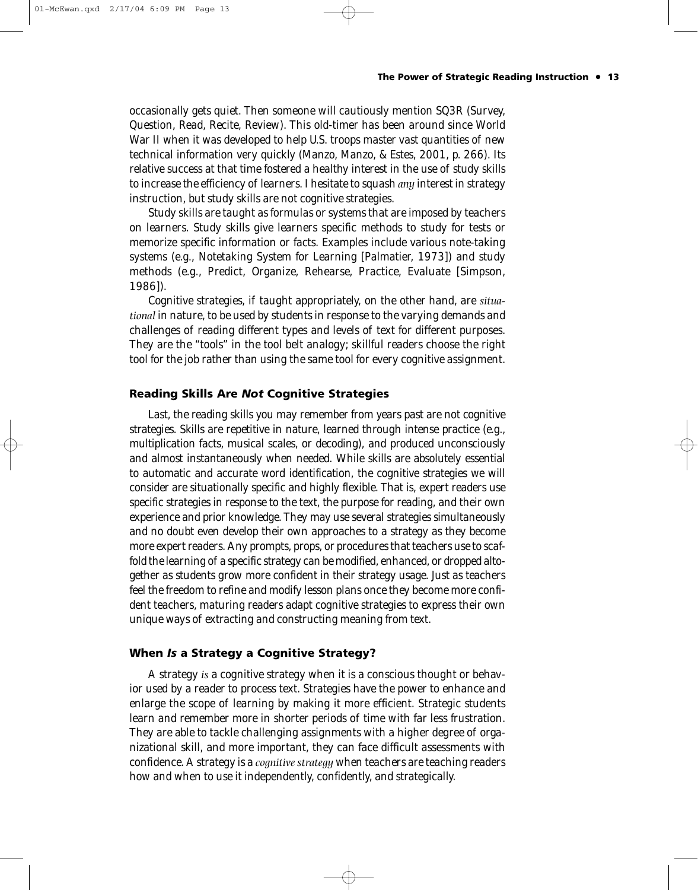occasionally gets quiet. Then someone will cautiously mention SQ3R (Survey, Question, Read, Recite, Review). This old-timer has been around since World War II when it was developed to help U.S. troops master vast quantities of new technical information very quickly (Manzo, Manzo, & Estes, 2001, p. 266). Its relative success at that time fostered a healthy interest in the use of study skills to increase the efficiency of learners. I hesitate to squash *any* interest in strategy instruction, but study skills are not cognitive strategies.

Study skills are taught as formulas or systems that are imposed by teachers on learners. Study skills give learners specific methods to study for tests or memorize specific information or facts. Examples include various note-taking systems (e.g., Notetaking System for Learning [Palmatier, 1973]) and study methods (e.g., Predict, Organize, Rehearse, Practice, Evaluate [Simpson, 1986]).

Cognitive strategies, if taught appropriately, on the other hand, are *situational* in nature, to be used by students in response to the varying demands and challenges of reading different types and levels of text for different purposes. They are the "tools" in the tool belt analogy; skillful readers choose the right tool for the job rather than using the same tool for every cognitive assignment.

### Reading Skills Are *Not* Cognitive Strategies

Last, the reading skills you may remember from years past are not cognitive strategies. Skills are repetitive in nature, learned through intense practice (e.g., multiplication facts, musical scales, or decoding), and produced unconsciously and almost instantaneously when needed. While skills are absolutely essential to automatic and accurate word identification, the cognitive strategies we will consider are situationally specific and highly flexible. That is, expert readers use specific strategies in response to the text, the purpose for reading, and their own experience and prior knowledge. They may use several strategies simultaneously and no doubt even develop their own approaches to a strategy as they become more expert readers. Any prompts, props, or procedures that teachers use to scaffold the learning of a specific strategy can be modified, enhanced, or dropped altogether as students grow more confident in their strategy usage. Just as teachers feel the freedom to refine and modify lesson plans once they become more confident teachers, maturing readers adapt cognitive strategies to express their own unique ways of extracting and constructing meaning from text.

### When *Is* a Strategy a Cognitive Strategy?

A strategy *is* a cognitive strategy when it is a conscious thought or behavior used by a reader to process text. Strategies have the power to enhance and enlarge the scope of learning by making it more efficient. Strategic students learn and remember more in shorter periods of time with far less frustration. They are able to tackle challenging assignments with a higher degree of organizational skill, and more important, they can face difficult assessments with confidence. A strategy is a *cognitive strategy* when teachers are teaching readers how and when to use it independently, confidently, and strategically.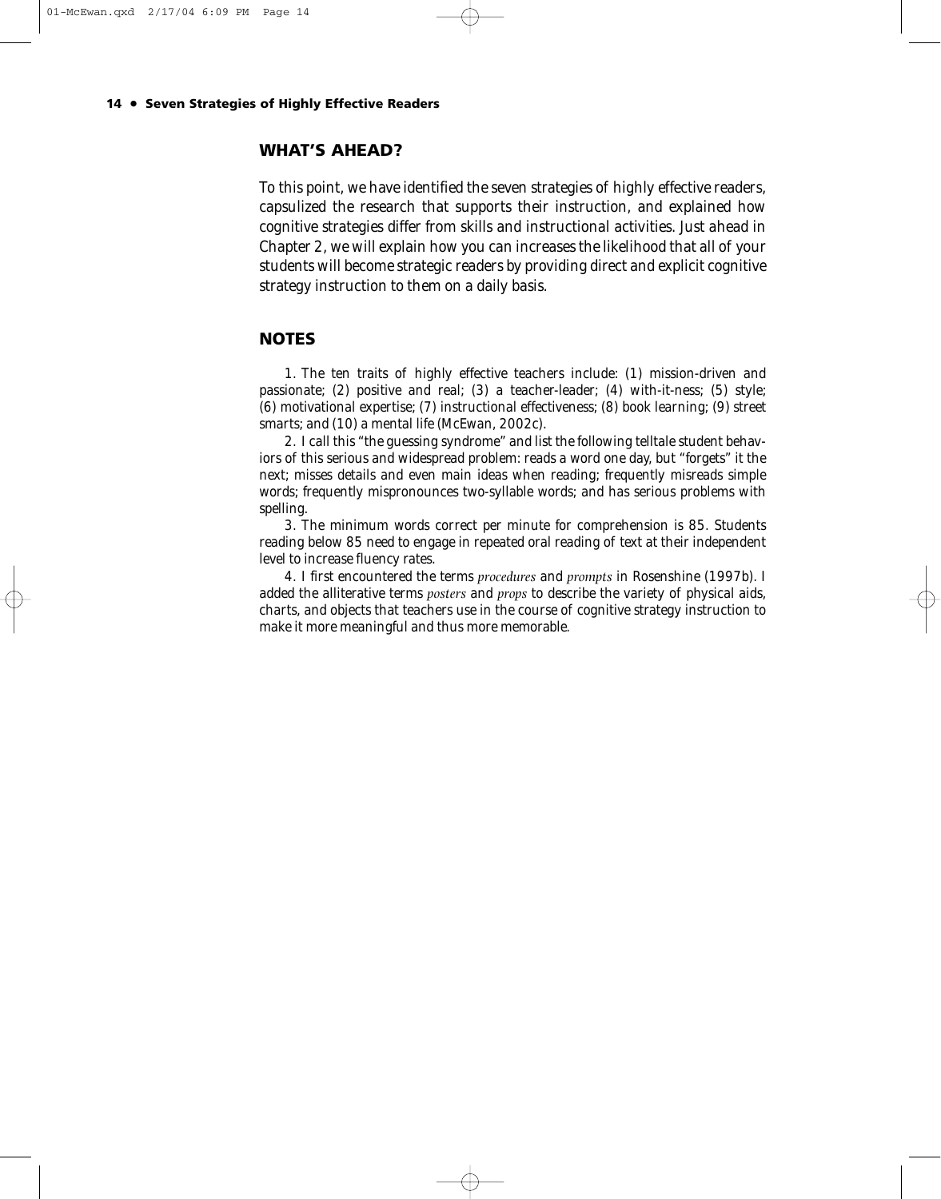## WHAT'S AHEAD?

To this point, we have identified the seven strategies of highly effective readers, capsulized the research that supports their instruction, and explained how cognitive strategies differ from skills and instructional activities. Just ahead in Chapter 2, we will explain how you can increases the likelihood that all of your students will become strategic readers by providing direct and explicit cognitive strategy instruction to them on a daily basis.

## NOTES

1. The ten traits of highly effective teachers include: (1) mission-driven and passionate; (2) positive and real; (3) a teacher-leader; (4) with-it-ness; (5) style; (6) motivational expertise; (7) instructional effectiveness; (8) book learning; (9) street smarts; and (10) a mental life (McEwan, 2002c).

2. I call this "the guessing syndrome" and list the following telltale student behaviors of this serious and widespread problem: reads a word one day, but "forgets" it the next; misses details and even main ideas when reading; frequently misreads simple words; frequently mispronounces two-syllable words; and has serious problems with spelling.

3. The minimum words correct per minute for comprehension is 85. Students reading below 85 need to engage in repeated oral reading of text at their independent level to increase fluency rates.

4. I first encountered the terms *procedures* and *prompts* in Rosenshine (1997b). I added the alliterative terms *posters* and *props* to describe the variety of physical aids, charts, and objects that teachers use in the course of cognitive strategy instruction to make it more meaningful and thus more memorable.